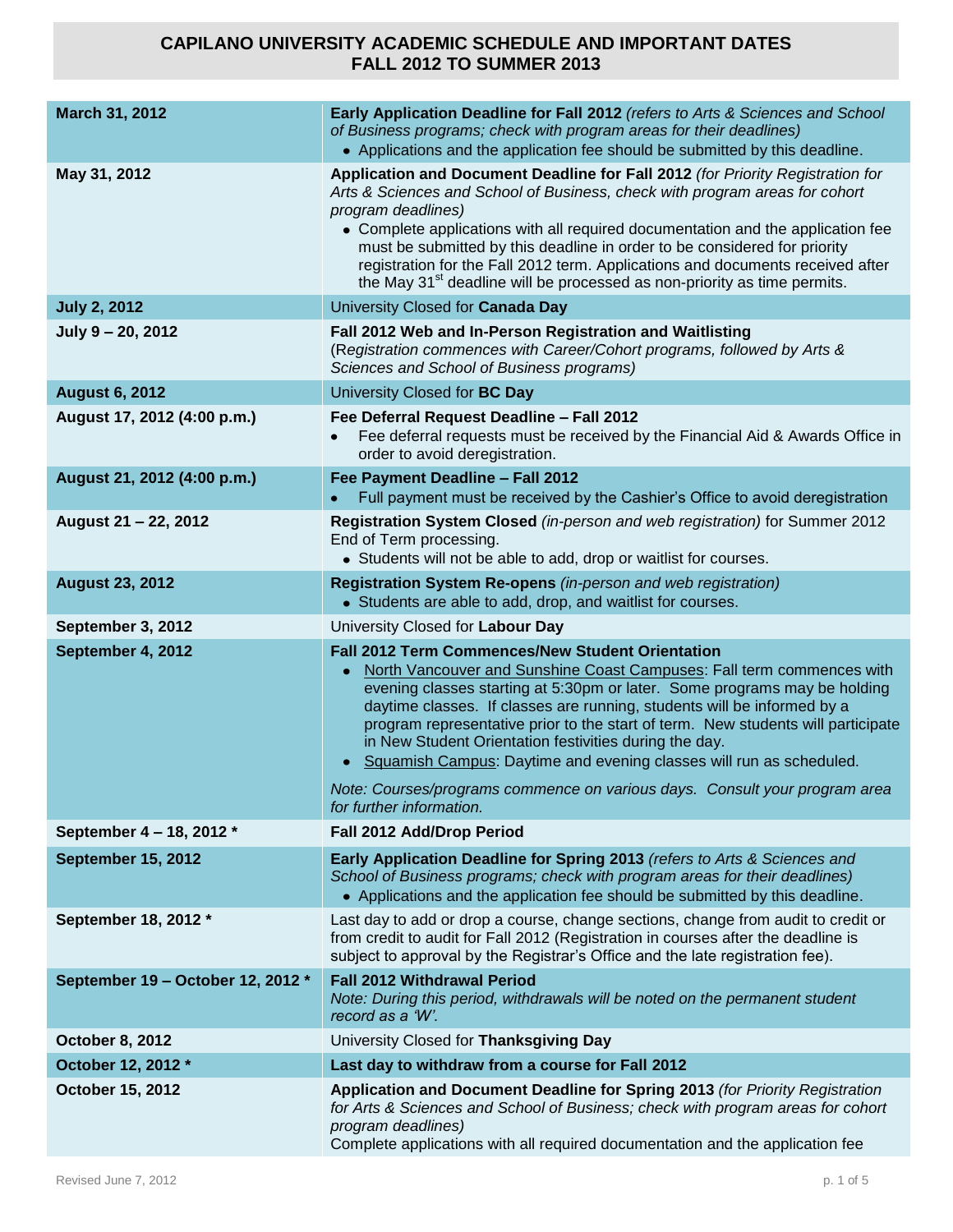# CAPILANO UNIVERSITY ACADEMIC SCHEDULE AND IMPORTANT DATES
## FALL 2012 TO SUMMER 2013

| Date | Event |
|---|---|
| **March 31, 2012** | **Early Application Deadline for Fall 2012** *(refers to Arts & Sciences and School of Business programs; check with program areas for their deadlines)*<br>• Applications and the application fee should be submitted by this deadline. |
| **May 31, 2012** | **Application and Document Deadline for Fall 2012** *(for Priority Registration for Arts & Sciences and School of Business, check with program areas for cohort program deadlines)*<br>• Complete applications with all required documentation and the application fee must be submitted by this deadline in order to be considered for priority registration for the Fall 2012 term. Applications and documents received after the May 31st deadline will be processed as non-priority as time permits. |
| **July 2, 2012** | University Closed for **Canada Day** |
| **July 9 – 20, 2012** | **Fall 2012 Web and In-Person Registration and Waitlisting**<br>(*Registration commences with Career/Cohort programs, followed by Arts & Sciences and School of Business programs)* |
| **August 6, 2012** | University Closed for **BC Day** |
| **August 17, 2012 (4:00 p.m.)** | **Fee Deferral Request Deadline – Fall 2012**<br>• Fee deferral requests must be received by the Financial Aid & Awards Office in order to avoid deregistration. |
| **August 21, 2012 (4:00 p.m.)** | **Fee Payment Deadline – Fall 2012**<br>• Full payment must be received by the Cashier's Office to avoid deregistration |
| **August 21 – 22, 2012** | **Registration System Closed** *(in-person and web registration)* for Summer 2012 End of Term processing.<br>• Students will not be able to add, drop or waitlist for courses. |
| **August 23, 2012** | **Registration System Re-opens** *(in-person and web registration)*<br>• Students are able to add, drop, and waitlist for courses. |
| **September 3, 2012** | University Closed for **Labour Day** |
| **September 4, 2012** | **Fall 2012 Term Commences/New Student Orientation**<br>• North Vancouver and Sunshine Coast Campuses: Fall term commences with evening classes starting at 5:30pm or later. Some programs may be holding daytime classes. If classes are running, students will be informed by a program representative prior to the start of term. New students will participate in New Student Orientation festivities during the day.<br>• Squamish Campus: Daytime and evening classes will run as scheduled.<br>*Note: Courses/programs commence on various days. Consult your program area for further information.* |
| **September 4 – 18, 2012 \*** | **Fall 2012 Add/Drop Period** |
| **September 15, 2012** | **Early Application Deadline for Spring 2013** *(refers to Arts & Sciences and School of Business programs; check with program areas for their deadlines)*<br>• Applications and the application fee should be submitted by this deadline. |
| **September 18, 2012 \*** | Last day to add or drop a course, change sections, change from audit to credit or from credit to audit for Fall 2012 (Registration in courses after the deadline is subject to approval by the Registrar's Office and the late registration fee). |
| **September 19 – October 12, 2012 \*** | **Fall 2012 Withdrawal Period**<br>*Note: During this period, withdrawals will be noted on the permanent student record as a 'W'.* |
| **October 8, 2012** | University Closed for **Thanksgiving Day** |
| **October 12, 2012 \*** | **Last day to withdraw from a course for Fall 2012** |
| **October 15, 2012** | **Application and Document Deadline for Spring 2013** *(for Priority Registration for Arts & Sciences and School of Business; check with program areas for cohort program deadlines)*<br>Complete applications with all required documentation and the application fee |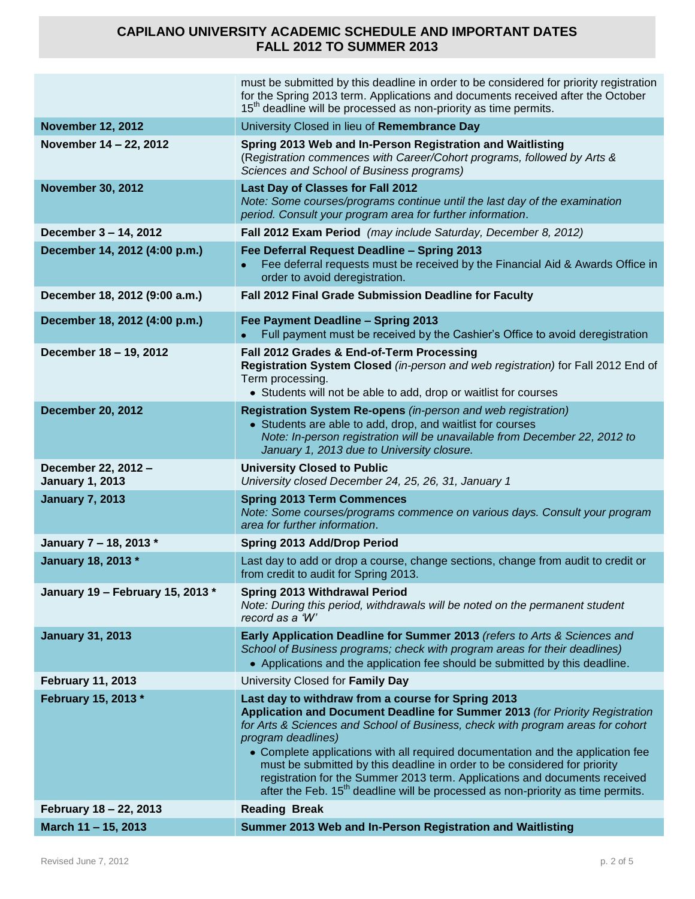# CAPILANO UNIVERSITY ACADEMIC SCHEDULE AND IMPORTANT DATES
## FALL 2012 TO SUMMER 2013

| Date | Event |
|---|---|
| | must be submitted by this deadline in order to be considered for priority registration for the Spring 2013 term. Applications and documents received after the October 15th deadline will be processed as non-priority as time permits. |
| **November 12, 2012** | University Closed in lieu of **Remembrance Day** |
| **November 14 – 22, 2012** | **Spring 2013 Web and In-Person Registration and Waitlisting** (*Registration commences with Career/Cohort programs, followed by Arts & Sciences and School of Business programs)* |
| **November 30, 2012** | **Last Day of Classes for Fall 2012** *Note: Some courses/programs continue until the last day of the examination period. Consult your program area for further information*. |
| **December 3 – 14, 2012** | **Fall 2012 Exam Period** *(may include Saturday, December 8, 2012)* |
| **December 14, 2012 (4:00 p.m.)** | **Fee Deferral Request Deadline – Spring 2013** • Fee deferral requests must be received by the Financial Aid & Awards Office in order to avoid deregistration. |
| **December 18, 2012 (9:00 a.m.)** | **Fall 2012 Final Grade Submission Deadline for Faculty** |
| **December 18, 2012 (4:00 p.m.)** | **Fee Payment Deadline – Spring 2013** • Full payment must be received by the Cashier's Office to avoid deregistration |
| **December 18 – 19, 2012** | **Fall 2012 Grades & End-of-Term Processing** **Registration System Closed** *(in-person and web registration)* for Fall 2012 End of Term processing. • Students will not be able to add, drop or waitlist for courses |
| **December 20, 2012** | **Registration System Re-opens** *(in-person and web registration)* • Students are able to add, drop, and waitlist for courses *Note: In-person registration will be unavailable from December 22, 2012 to January 1, 2013 due to University closure.* |
| **December 22, 2012 – January 1, 2013** | **University Closed to Public** *University closed December 24, 25, 26, 31, January 1* |
| **January 7, 2013** | **Spring 2013 Term Commences** *Note: Some courses/programs commence on various days. Consult your program area for further information*. |
| **January 7 – 18, 2013 *** | **Spring 2013 Add/Drop Period** |
| **January 18, 2013 *** | Last day to add or drop a course, change sections, change from audit to credit or from credit to audit for Spring 2013. |
| **January 19 – February 15, 2013 *** | **Spring 2013 Withdrawal Period** *Note: During this period, withdrawals will be noted on the permanent student record as a 'W'* |
| **January 31, 2013** | **Early Application Deadline for Summer 2013** *(refers to Arts & Sciences and School of Business programs; check with program areas for their deadlines)* • Applications and the application fee should be submitted by this deadline. |
| **February 11, 2013** | University Closed for **Family Day** |
| **February 15, 2013 *** | **Last day to withdraw from a course for Spring 2013** **Application and Document Deadline for Summer 2013** *(for Priority Registration for Arts & Sciences and School of Business, check with program areas for cohort program deadlines)* • Complete applications with all required documentation and the application fee must be submitted by this deadline in order to be considered for priority registration for the Summer 2013 term. Applications and documents received after the Feb. 15th deadline will be processed as non-priority as time permits. |
| **February 18 – 22, 2013** | **Reading Break** |
| **March 11 – 15, 2013** | **Summer 2013 Web and In-Person Registration and Waitlisting** |

Revised June 7, 2012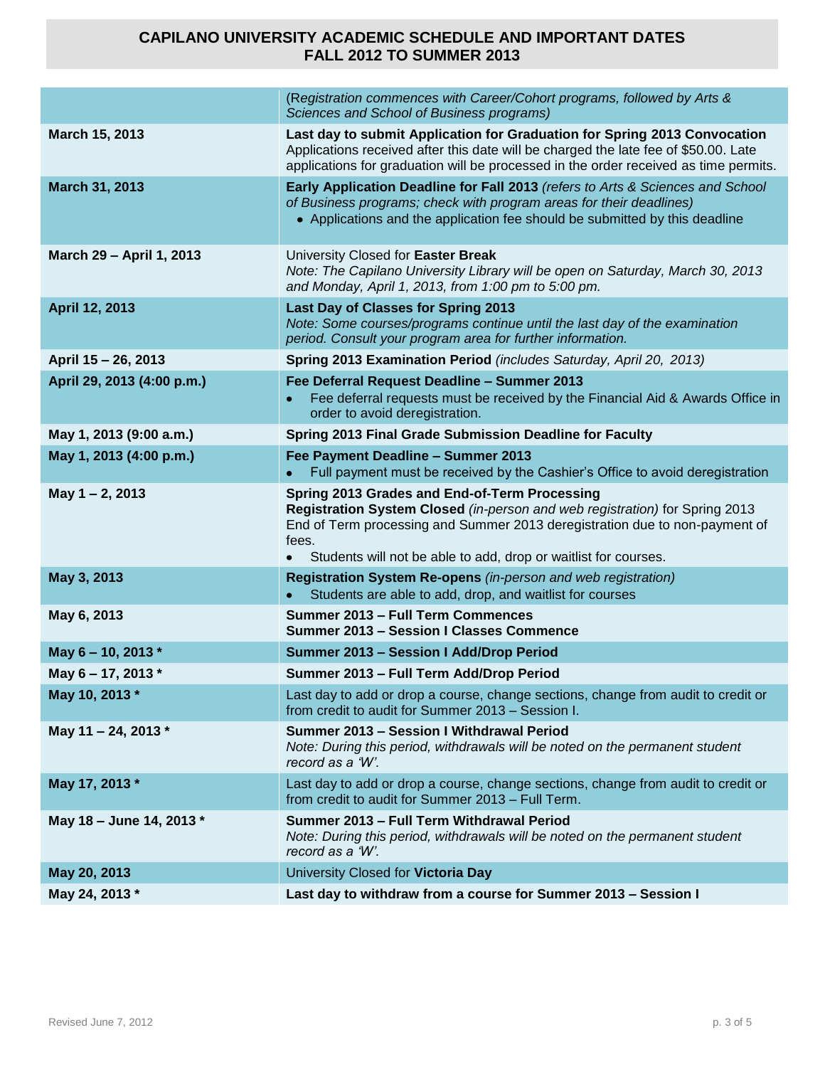## CAPILANO UNIVERSITY ACADEMIC SCHEDULE AND IMPORTANT DATES FALL 2012 TO SUMMER 2013

| | |
|---|---|
| | *(Registration commences with Career/Cohort programs, followed by Arts & Sciences and School of Business programs)* |
| **March 15, 2013** | **Last day to submit Application for Graduation for Spring 2013 Convocation** Applications received after this date will be charged the late fee of $50.00. Late applications for graduation will be processed in the order received as time permits. |
| **March 31, 2013** | **Early Application Deadline for Fall 2013** *(refers to Arts & Sciences and School of Business programs; check with program areas for their deadlines)* <br>• Applications and the application fee should be submitted by this deadline |
| **March 29 – April 1, 2013** | University Closed for **Easter Break** <br>*Note: The Capilano University Library will be open on Saturday, March 30, 2013 and Monday, April 1, 2013, from 1:00 pm to 5:00 pm.* |
| **April 12, 2013** | **Last Day of Classes for Spring 2013** <br>*Note: Some courses/programs continue until the last day of the examination period. Consult your program area for further information.* |
| **April 15 – 26, 2013** | **Spring 2013 Examination Period** *(includes Saturday, April 20, 2013)* |
| **April 29, 2013 (4:00 p.m.)** | **Fee Deferral Request Deadline – Summer 2013** <br>• Fee deferral requests must be received by the Financial Aid & Awards Office in order to avoid deregistration. |
| **May 1, 2013 (9:00 a.m.)** | **Spring 2013 Final Grade Submission Deadline for Faculty** |
| **May 1, 2013 (4:00 p.m.)** | **Fee Payment Deadline – Summer 2013** <br>• Full payment must be received by the Cashier's Office to avoid deregistration |
| **May 1 – 2, 2013** | **Spring 2013 Grades and End-of-Term Processing** <br>**Registration System Closed** *(in-person and web registration)* for Spring 2013 End of Term processing and Summer 2013 deregistration due to non-payment of fees. <br>• Students will not be able to add, drop or waitlist for courses. |
| **May 3, 2013** | **Registration System Re-opens** *(in-person and web registration)* <br>• Students are able to add, drop, and waitlist for courses |
| **May 6, 2013** | **Summer 2013 – Full Term Commences** <br>**Summer 2013 – Session I Classes Commence** |
| **May 6 – 10, 2013 *** | **Summer 2013 – Session I Add/Drop Period** |
| **May 6 – 17, 2013 *** | **Summer 2013 – Full Term Add/Drop Period** |
| **May 10, 2013 *** | Last day to add or drop a course, change sections, change from audit to credit or from credit to audit for Summer 2013 – Session I. |
| **May 11 – 24, 2013 *** | **Summer 2013 – Session I Withdrawal Period** <br>*Note: During this period, withdrawals will be noted on the permanent student record as a 'W'.* |
| **May 17, 2013 *** | Last day to add or drop a course, change sections, change from audit to credit or from credit to audit for Summer 2013 – Full Term. |
| **May 18 – June 14, 2013 *** | **Summer 2013 – Full Term Withdrawal Period** <br>*Note: During this period, withdrawals will be noted on the permanent student record as a 'W'.* |
| **May 20, 2013** | University Closed for **Victoria Day** |
| **May 24, 2013 *** | **Last day to withdraw from a course for Summer 2013 – Session I** |

Revised June 7, 2012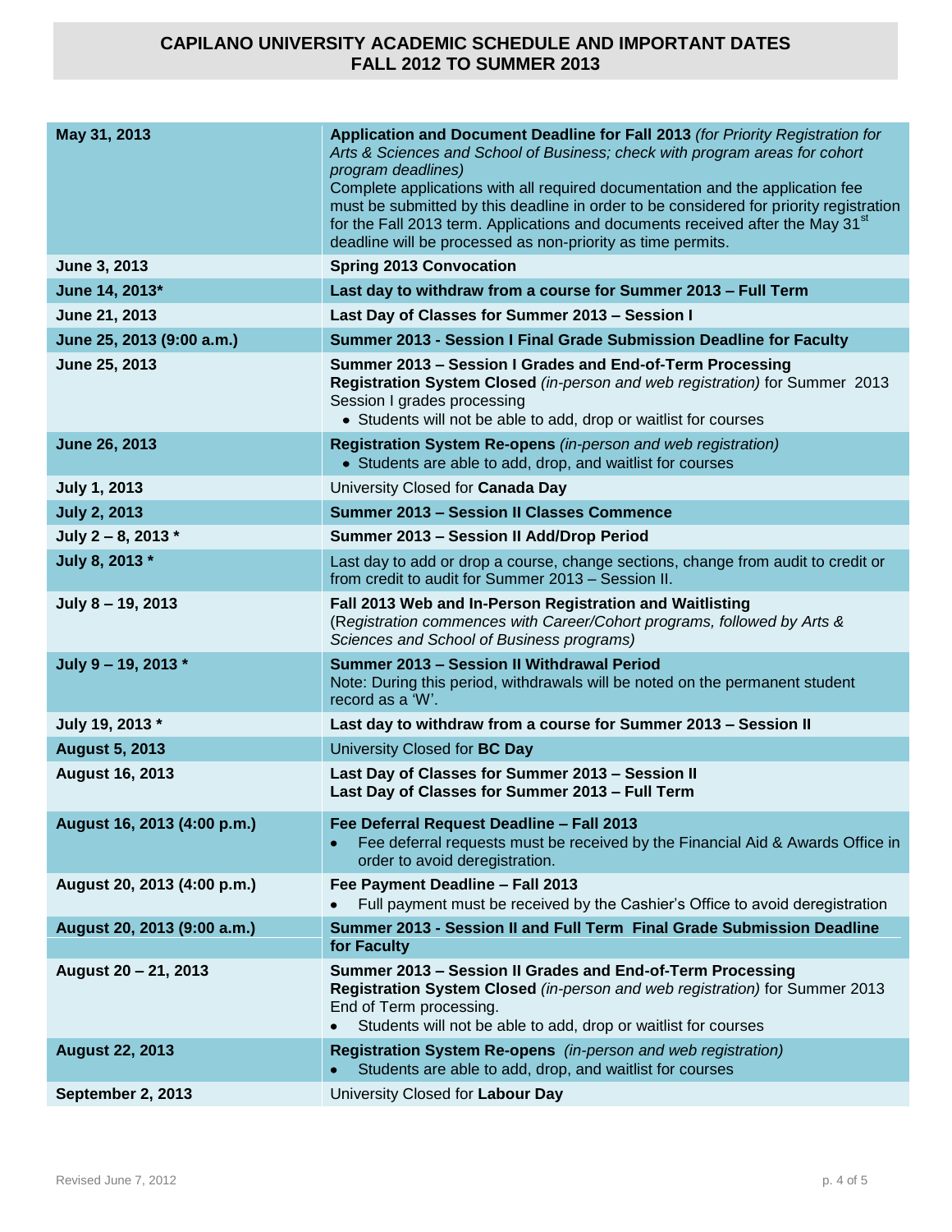# CAPILANO UNIVERSITY ACADEMIC SCHEDULE AND IMPORTANT DATES
## FALL 2012 TO SUMMER 2013

| Date | Event |
|---|---|
| **May 31, 2013** | **Application and Document Deadline for Fall 2013** *(for Priority Registration for Arts & Sciences and School of Business; check with program areas for cohort program deadlines)*<br>Complete applications with all required documentation and the application fee must be submitted by this deadline in order to be considered for priority registration for the Fall 2013 term. Applications and documents received after the May 31st deadline will be processed as non-priority as time permits. |
| **June 3, 2013** | **Spring 2013 Convocation** |
| **June 14, 2013*** | **Last day to withdraw from a course for Summer 2013 – Full Term** |
| **June 21, 2013** | **Last Day of Classes for Summer 2013 – Session I** |
| **June 25, 2013 (9:00 a.m.)** | **Summer 2013 - Session I Final Grade Submission Deadline for Faculty** |
| **June 25, 2013** | **Summer 2013 – Session I Grades and End-of-Term Processing**<br>**Registration System Closed** *(in-person and web registration)* for Summer 2013 Session I grades processing<br>• Students will not be able to add, drop or waitlist for courses |
| **June 26, 2013** | **Registration System Re-opens** *(in-person and web registration)*<br>• Students are able to add, drop, and waitlist for courses |
| **July 1, 2013** | University Closed for **Canada Day** |
| **July 2, 2013** | **Summer 2013 – Session II Classes Commence** |
| **July 2 – 8, 2013 *** | **Summer 2013 – Session II Add/Drop Period** |
| **July 8, 2013 *** | Last day to add or drop a course, change sections, change from audit to credit or from credit to audit for Summer 2013 – Session II. |
| **July 8 – 19, 2013** | **Fall 2013 Web and In-Person Registration and Waitlisting**<br>(*Registration commences with Career/Cohort programs, followed by Arts & Sciences and School of Business programs)* |
| **July 9 – 19, 2013 *** | **Summer 2013 – Session II Withdrawal Period**<br>Note: During this period, withdrawals will be noted on the permanent student record as a 'W'. |
| **July 19, 2013 *** | **Last day to withdraw from a course for Summer 2013 – Session II** |
| **August 5, 2013** | University Closed for **BC Day** |
| **August 16, 2013** | **Last Day of Classes for Summer 2013 – Session II**<br>**Last Day of Classes for Summer 2013 – Full Term** |
| **August 16, 2013 (4:00 p.m.)** | **Fee Deferral Request Deadline – Fall 2013**<br>• Fee deferral requests must be received by the Financial Aid & Awards Office in order to avoid deregistration. |
| **August 20, 2013 (4:00 p.m.)** | **Fee Payment Deadline – Fall 2013**<br>• Full payment must be received by the Cashier's Office to avoid deregistration |
| **August 20, 2013 (9:00 a.m.)** | **Summer 2013 - Session II and Full Term Final Grade Submission Deadline for Faculty** |
| **August 20 – 21, 2013** | **Summer 2013 – Session II Grades and End-of-Term Processing**<br>**Registration System Closed** *(in-person and web registration)* for Summer 2013 End of Term processing.<br>• Students will not be able to add, drop or waitlist for courses |
| **August 22, 2013** | **Registration System Re-opens** *(in-person and web registration)*<br>• Students are able to add, drop, and waitlist for courses |
| **September 2, 2013** | University Closed for **Labour Day** |

Revised June 7, 2012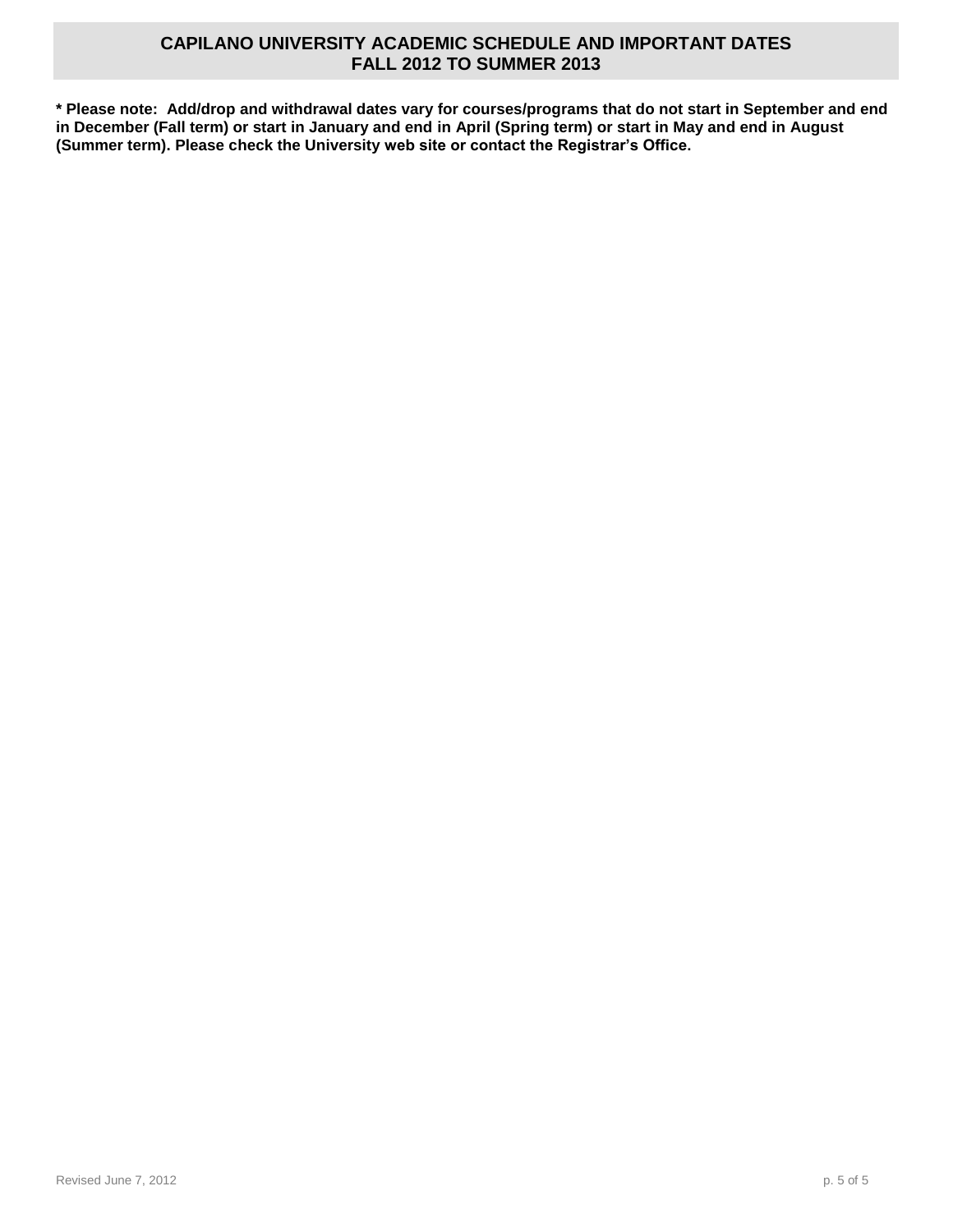**CAPILANO UNIVERSITY ACADEMIC SCHEDULE AND IMPORTANT DATES FALL 2012 TO SUMMER 2013**

**\* Please note: Add/drop and withdrawal dates vary for courses/programs that do not start in September and end in December (Fall term) or start in January and end in April (Spring term) or start in May and end in August (Summer term). Please check the University web site or contact the Registrar's Office.**

Revised June 7, 2012